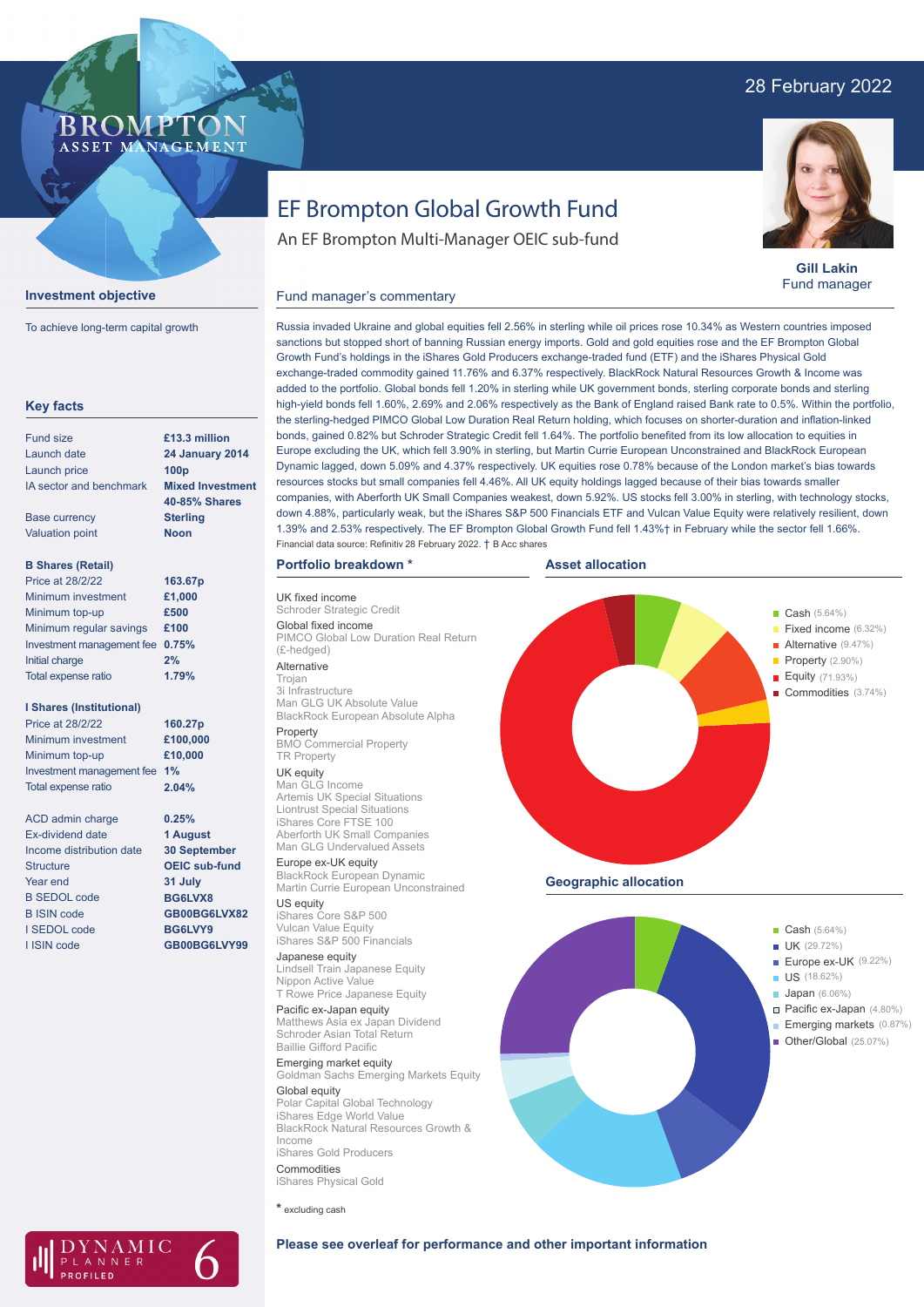28 February 2022

BROMPTON ASSET MANAGEMENT

# EF Brompton Global Growth Fund

An EF Brompton Multi-Manager OEIC sub-fund

**Gill Lakin**
Fund manager

## Investment objective

To achieve long-term capital growth

## Key facts

| | |
|---|---|
| Fund size | **£13.3 million** |
| Launch date | **24 January 2014** |
| Launch price | **100p** |
| IA sector and benchmark | **Mixed Investment 40-85% Shares** |
| Base currency | **Sterling** |
| Valuation point | **Noon** |

**B Shares (Retail)**

| | |
|---|---|
| Price at 28/2/22 | **163.67p** |
| Minimum investment | **£1,000** |
| Minimum top-up | **£500** |
| Minimum regular savings | **£100** |
| Investment management fee | **0.75%** |
| Initial charge | **2%** |
| Total expense ratio | **1.79%** |

**I Shares (Institutional)**

| | |
|---|---|
| Price at 28/2/22 | **160.27p** |
| Minimum investment | **£100,000** |
| Minimum top-up | **£10,000** |
| Investment management fee | **1%** |
| Total expense ratio | **2.04%** |

| | |
|---|---|
| ACD admin charge | **0.25%** |
| Ex-dividend date | **1 August** |
| Income distribution date | **30 September** |
| Structure | **OEIC sub-fund** |
| Year end | **31 July** |
| B SEDOL code | **BG6LVX8** |
| B ISIN code | **GB00BG6LVX82** |
| I SEDOL code | **BG6LVY9** |
| I ISIN code | **GB00BG6LVY99** |

DYNAMIC PLANNER PROFILED 6

## Fund manager's commentary

Russia invaded Ukraine and global equities fell 2.56% in sterling while oil prices rose 10.34% as Western countries imposed sanctions but stopped short of banning Russian energy imports. Gold and gold equities rose and the EF Brompton Global Growth Fund's holdings in the iShares Gold Producers exchange-traded fund (ETF) and the iShares Physical Gold exchange-traded commodity gained 11.76% and 6.37% respectively. BlackRock Natural Resources Growth & Income was added to the portfolio. Global bonds fell 1.20% in sterling while UK government bonds, sterling corporate bonds and sterling high-yield bonds fell 1.60%, 2.69% and 2.06% respectively as the Bank of England raised Bank rate to 0.5%. Within the portfolio, the sterling-hedged PIMCO Global Low Duration Real Return holding, which focuses on shorter-duration and inflation-linked bonds, gained 0.82% but Schroder Strategic Credit fell 1.64%. The portfolio benefited from its low allocation to equities in Europe excluding the UK, which fell 3.90% in sterling, but Martin Currie European Unconstrained and BlackRock European Dynamic lagged, down 5.09% and 4.37% respectively. UK equities rose 0.78% because of the London market's bias towards resources stocks but small companies fell 4.46%. All UK equity holdings lagged because of their bias towards smaller companies, with Aberforth UK Small Companies weakest, down 5.92%. US stocks fell 3.00% in sterling, with technology stocks, down 4.88%, particularly weak, but the iShares S&P 500 Financials ETF and Vulcan Value Equity were relatively resilient, down 1.39% and 2.53% respectively. The EF Brompton Global Growth Fund fell 1.43%† in February while the sector fell 1.66%.

Financial data source: Refinitiv 28 February 2022. † B Acc shares

## Portfolio breakdown *

UK fixed income
- Schroder Strategic Credit

Global fixed income
- PIMCO Global Low Duration Real Return (£-hedged)

Alternative
- Trojan
- 3i Infrastructure
- Man GLG UK Absolute Value
- BlackRock European Absolute Alpha

Property
- BMO Commercial Property
- TR Property

UK equity
- Man GLG Income
- Artemis UK Special Situations
- Liontrust Special Situations
- iShares Core FTSE 100
- Aberforth UK Small Companies
- Man GLG Undervalued Assets

Europe ex-UK equity
- BlackRock European Dynamic
- Martin Currie European Unconstrained

US equity
- iShares Core S&P 500
- Vulcan Value Equity
- iShares S&P 500 Financials

Japanese equity
- Lindsell Train Japanese Equity
- Nippon Active Value
- T Rowe Price Japanese Equity

Pacific ex-Japan equity
- Matthews Asia ex Japan Dividend
- Schroder Asian Total Return
- Baillie Gifford Pacific

Emerging market equity
- Goldman Sachs Emerging Markets Equity

Global equity
- Polar Capital Global Technology
- iShares Edge World Value
- BlackRock Natural Resources Growth & Income
- iShares Gold Producers

Commodities
- iShares Physical Gold

\* excluding cash

## Asset allocation

| Asset | % |
|---|---|
| Cash | 5.64% |
| Fixed income | 6.32% |
| Alternative | 9.47% |
| Property | 2.90% |
| Equity | 71.93% |
| Commodities | 3.74% |

## Geographic allocation

| Region | % |
|---|---|
| Cash | 5.64% |
| UK | 29.72% |
| Europe ex-UK | 9.22% |
| US | 18.62% |
| Japan | 6.06% |
| Pacific ex-Japan | 4.80% |
| Emerging markets | 0.87% |
| Other/Global | 25.07% |

**Please see overleaf for performance and other important information**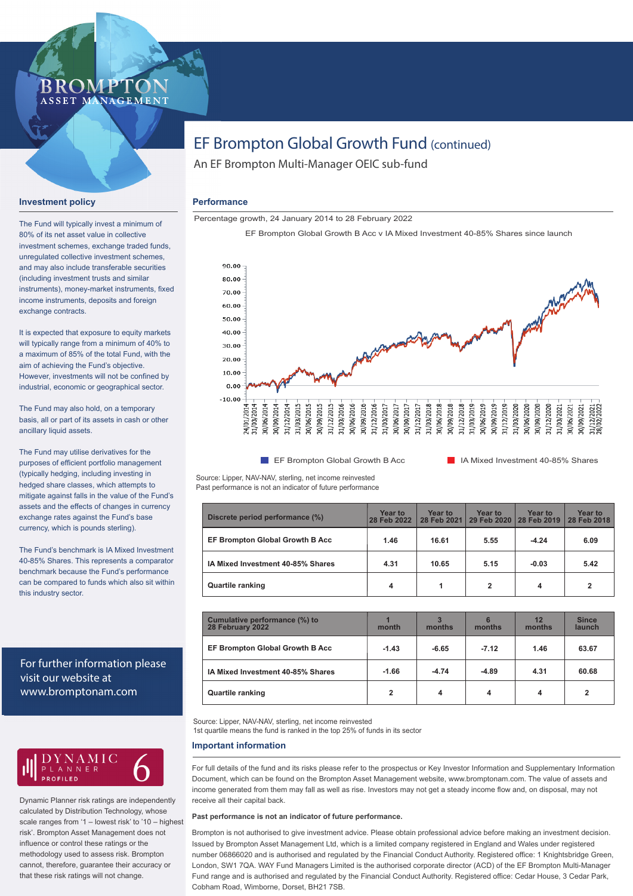# EF Brompton Global Growth Fund (continued)

An EF Brompton Multi-Manager OEIC sub-fund

## Investment policy

The Fund will typically invest a minimum of 80% of its net asset value in collective investment schemes, exchange traded funds, unregulated collective investment schemes, and may also include transferable securities (including investment trusts and similar instruments), money-market instruments, fixed income instruments, deposits and foreign exchange contracts.

It is expected that exposure to equity markets will typically range from a minimum of 40% to a maximum of 85% of the total Fund, with the aim of achieving the Fund's objective. However, investments will not be confined by industrial, economic or geographical sector.

The Fund may also hold, on a temporary basis, all or part of its assets in cash or other ancillary liquid assets.

The Fund may utilise derivatives for the purposes of efficient portfolio management (typically hedging, including investing in hedged share classes, which attempts to mitigate against falls in the value of the Fund's assets and the effects of changes in currency exchange rates against the Fund's base currency, which is pounds sterling).

The Fund's benchmark is IA Mixed Investment 40-85% Shares. This represents a comparator benchmark because the Fund's performance can be compared to funds which also sit within this industry sector.

For further information please visit our website at www.bromptonam.com

DYNAMIC PLANNER PROFILED 6

Dynamic Planner risk ratings are independently calculated by Distribution Technology, whose scale ranges from '1 – lowest risk' to '10 – highest risk'. Brompton Asset Management does not influence or control these ratings or the methodology used to assess risk. Brompton cannot, therefore, guarantee their accuracy or that these risk ratings will not change.

## Performance

Percentage growth, 24 January 2014 to 28 February 2022

EF Brompton Global Growth B Acc v IA Mixed Investment 40-85% Shares since launch

90.00
80.00
70.00
60.00
50.00
40.00
30.00
20.00
10.00
0.00
-10.00

24/01/2014, 31/03/2014, 30/06/2014, 30/09/2014, 31/12/2014, 31/03/2015, 30/06/2015, 30/09/2015, 31/12/2015, 31/03/2016, 30/06/2016, 30/09/2016, 31/12/2016, 31/03/2017, 30/06/2017, 30/09/2017, 31/12/2017, 31/03/2018, 30/06/2018, 30/09/2018, 31/12/2018, 31/03/2019, 30/06/2019, 30/09/2019, 31/12/2019, 31/03/2020, 30/06/2020, 30/09/2020, 31/12/2020, 31/03/2021, 30/06/2021, 30/09/2021, 31/12/2021, 28/02/2022

EF Brompton Global Growth B Acc
IA Mixed Investment 40-85% Shares

Source: Lipper, NAV-NAV, sterling, net income reinvested
Past performance is not an indicator of future performance

| Discrete period performance (%) | Year to 28 Feb 2022 | Year to 28 Feb 2021 | Year to 29 Feb 2020 | Year to 28 Feb 2019 | Year to 28 Feb 2018 |
|---|---|---|---|---|---|
| EF Brompton Global Growth B Acc | 1.46 | 16.61 | 5.55 | -4.24 | 6.09 |
| IA Mixed Investment 40-85% Shares | 4.31 | 10.65 | 5.15 | -0.03 | 5.42 |
| Quartile ranking | 4 | 1 | 2 | 4 | 2 |

| Cumulative performance (%) to 28 February 2022 | 1 month | 3 months | 6 months | 12 months | Since launch |
|---|---|---|---|---|---|
| EF Brompton Global Growth B Acc | -1.43 | -6.65 | -7.12 | 1.46 | 63.67 |
| IA Mixed Investment 40-85% Shares | -1.66 | -4.74 | -4.89 | 4.31 | 60.68 |
| Quartile ranking | 2 | 4 | 4 | 4 | 2 |

Source: Lipper, NAV-NAV, sterling, net income reinvested
1st quartile means the fund is ranked in the top 25% of funds in its sector

## Important information

For full details of the fund and its risks please refer to the prospectus or Key Investor Information and Supplementary Information Document, which can be found on the Brompton Asset Management website, www.bromptonam.com. The value of assets and income generated from them may fall as well as rise. Investors may not get a steady income flow and, on disposal, may not receive all their capital back.

**Past performance is not an indicator of future performance.**

Brompton is not authorised to give investment advice. Please obtain professional advice before making an investment decision. Issued by Brompton Asset Management Ltd, which is a limited company registered in England and Wales under registered number 06866020 and is authorised and regulated by the Financial Conduct Authority. Registered office: 1 Knightsbridge Green, London, SW1 7QA. WAY Fund Managers Limited is the authorised corporate director (ACD) of the EF Brompton Multi-Manager Fund range and is authorised and regulated by the Financial Conduct Authority. Registered office: Cedar House, 3 Cedar Park, Cobham Road, Wimborne, Dorset, BH21 7SB.